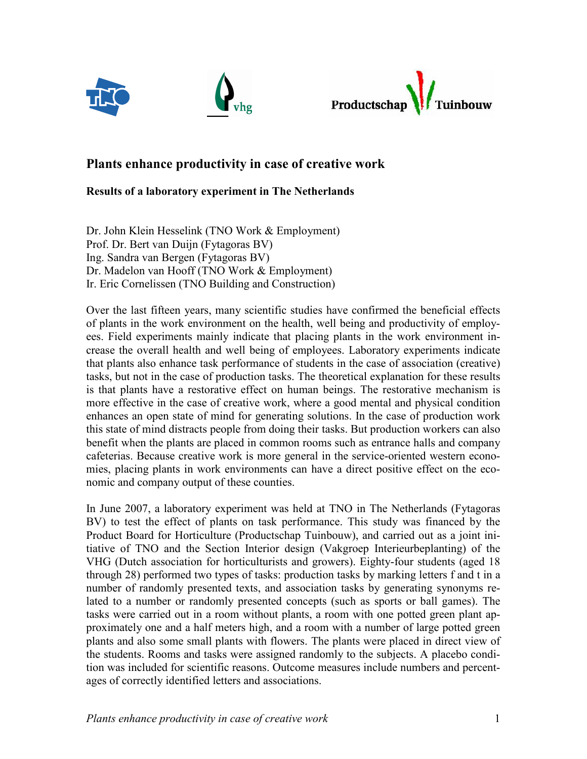# Plants enhance productivity in case of creative work

**Results of a laboratory experiment in The Netherlands**

Dr. John Klein Hesselink (TNO Work & Employment)
Prof. Dr. Bert van Duijn (Fytagoras BV)
Ing. Sandra van Bergen (Fytagoras BV)
Dr. Madelon van Hooff (TNO Work & Employment)
Ir. Eric Cornelissen (TNO Building and Construction)

Over the last fifteen years, many scientific studies have confirmed the beneficial effects of plants in the work environment on the health, well being and productivity of employees. Field experiments mainly indicate that placing plants in the work environment increase the overall health and well being of employees. Laboratory experiments indicate that plants also enhance task performance of students in the case of association (creative) tasks, but not in the case of production tasks. The theoretical explanation for these results is that plants have a restorative effect on human beings. The restorative mechanism is more effective in the case of creative work, where a good mental and physical condition enhances an open state of mind for generating solutions. In the case of production work this state of mind distracts people from doing their tasks. But production workers can also benefit when the plants are placed in common rooms such as entrance halls and company cafeterias. Because creative work is more general in the service-oriented western economies, placing plants in work environments can have a direct positive effect on the economic and company output of these counties.

In June 2007, a laboratory experiment was held at TNO in The Netherlands (Fytagoras BV) to test the effect of plants on task performance. This study was financed by the Product Board for Horticulture (Productschap Tuinbouw), and carried out as a joint initiative of TNO and the Section Interior design (Vakgroep Interieurbeplanting) of the VHG (Dutch association for horticulturists and growers). Eighty-four students (aged 18 through 28) performed two types of tasks: production tasks by marking letters f and t in a number of randomly presented texts, and association tasks by generating synonyms related to a number or randomly presented concepts (such as sports or ball games). The tasks were carried out in a room without plants, a room with one potted green plant approximately one and a half meters high, and a room with a number of large potted green plants and also some small plants with flowers. The plants were placed in direct view of the students. Rooms and tasks were assigned randomly to the subjects. A placebo condition was included for scientific reasons. Outcome measures include numbers and percentages of correctly identified letters and associations.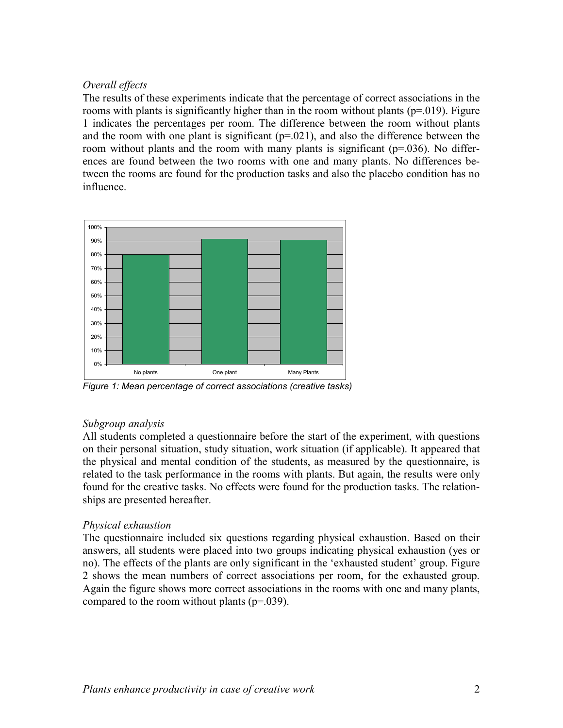*Overall effects*

The results of these experiments indicate that the percentage of correct associations in the rooms with plants is significantly higher than in the room without plants (p=.019). Figure 1 indicates the percentages per room. The difference between the room without plants and the room with one plant is significant (p=.021), and also the difference between the room without plants and the room with many plants is significant (p=.036). No differences are found between the two rooms with one and many plants. No differences between the rooms are found for the production tasks and also the placebo condition has no influence.

*Figure 1: Mean percentage of correct associations (creative tasks)*

*Subgroup analysis*

All students completed a questionnaire before the start of the experiment, with questions on their personal situation, study situation, work situation (if applicable). It appeared that the physical and mental condition of the students, as measured by the questionnaire, is related to the task performance in the rooms with plants. But again, the results were only found for the creative tasks. No effects were found for the production tasks. The relationships are presented hereafter.

*Physical exhaustion*

The questionnaire included six questions regarding physical exhaustion. Based on their answers, all students were placed into two groups indicating physical exhaustion (yes or no). The effects of the plants are only significant in the 'exhausted student' group. Figure 2 shows the mean numbers of correct associations per room, for the exhausted group. Again the figure shows more correct associations in the rooms with one and many plants, compared to the room without plants (p=.039).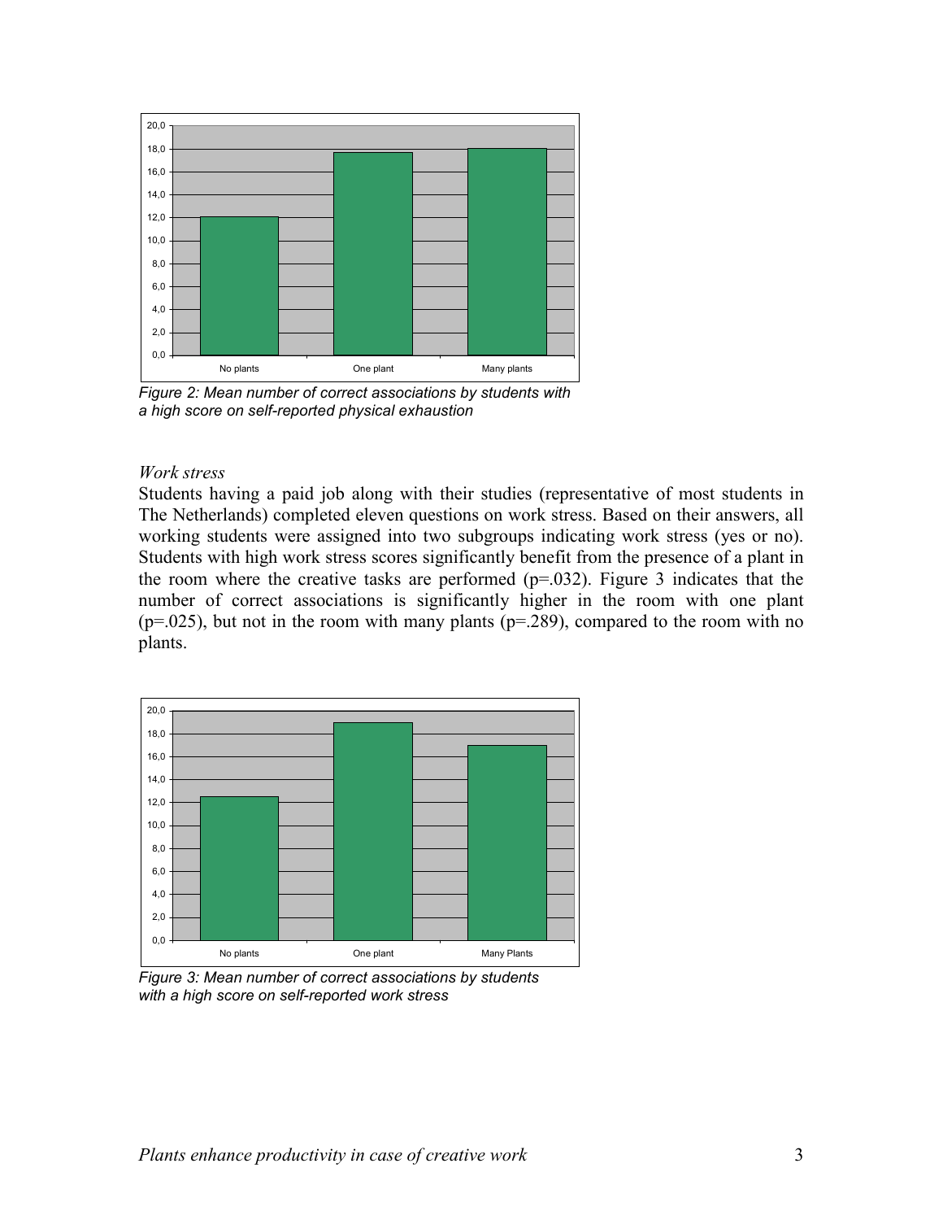Figure 2: Mean number of correct associations by students with a high score on self-reported physical exhaustion

*Work stress*

Students having a paid job along with their studies (representative of most students in The Netherlands) completed eleven questions on work stress. Based on their answers, all working students were assigned into two subgroups indicating work stress (yes or no). Students with high work stress scores significantly benefit from the presence of a plant in the room where the creative tasks are performed ($p=.032$). Figure 3 indicates that the number of correct associations is significantly higher in the room with one plant ($p=.025$), but not in the room with many plants ($p=.289$), compared to the room with no plants.

Figure 3: Mean number of correct associations by students with a high score on self-reported work stress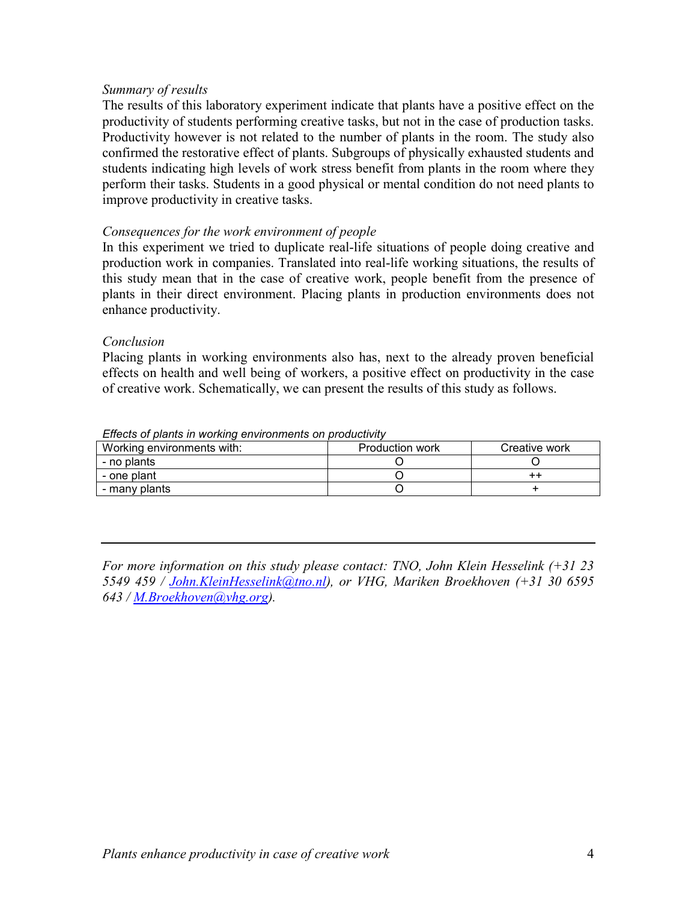*Summary of results*

The results of this laboratory experiment indicate that plants have a positive effect on the productivity of students performing creative tasks, but not in the case of production tasks. Productivity however is not related to the number of plants in the room. The study also confirmed the restorative effect of plants. Subgroups of physically exhausted students and students indicating high levels of work stress benefit from plants in the room where they perform their tasks. Students in a good physical or mental condition do not need plants to improve productivity in creative tasks.

*Consequences for the work environment of people*

In this experiment we tried to duplicate real-life situations of people doing creative and production work in companies. Translated into real-life working situations, the results of this study mean that in the case of creative work, people benefit from the presence of plants in their direct environment. Placing plants in production environments does not enhance productivity.

*Conclusion*

Placing plants in working environments also has, next to the already proven beneficial effects on health and well being of workers, a positive effect on productivity in the case of creative work. Schematically, we can present the results of this study as follows.

*Effects of plants in working environments on productivity*

| Working environments with: | Production work | Creative work |
|---|---|---|
| - no plants | O | O |
| - one plant | O | ++ |
| - many plants | O | + |

---

*For more information on this study please contact: TNO, John Klein Hesselink (+31 23 5549 459 / [John.KleinHesselink@tno.nl](mailto:John.KleinHesselink@tno.nl)), or VHG, Mariken Broekhoven (+31 30 6595 643 / [M.Broekhoven@vhg.org](mailto:M.Broekhoven@vhg.org)).*